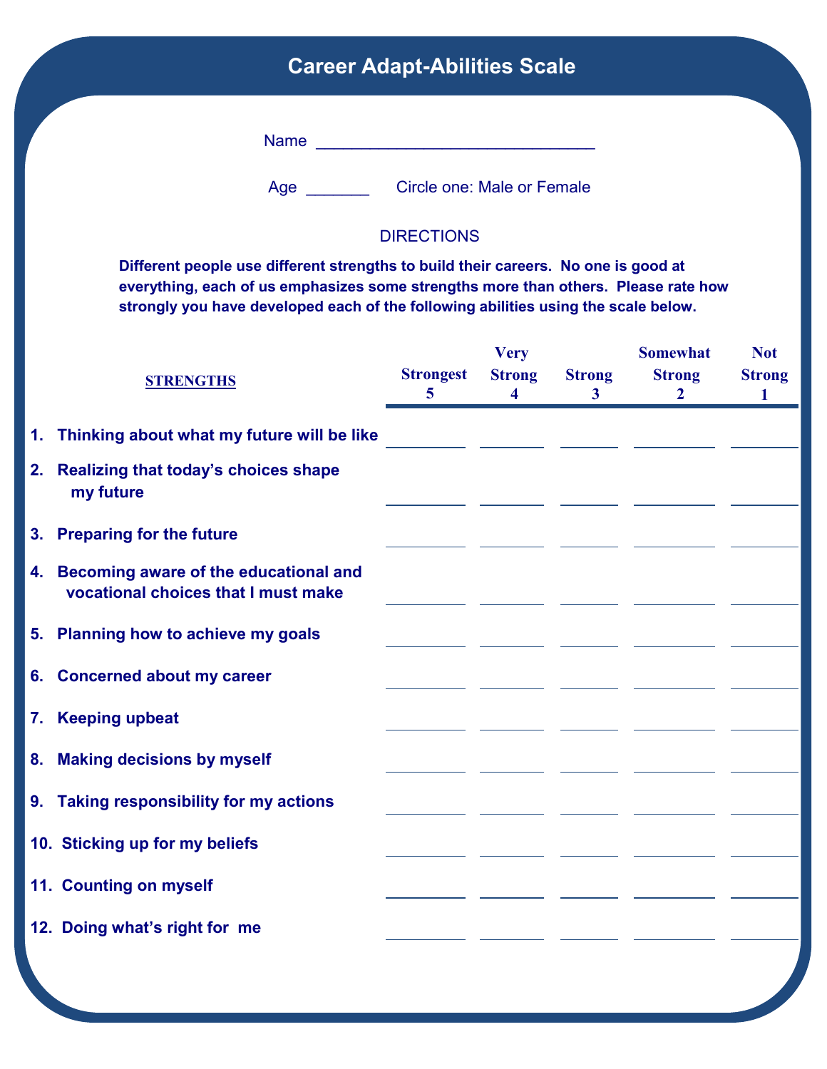# Career Adapt-Abilities Scale

Name ______________________________

Age _______ Circle one: Male or Female

DIRECTIONS

**Different people use different strengths to build their careers. No one is good at everything, each of us emphasizes some strengths more than others. Please rate how strongly you have developed each of the following abilities using the scale below.**

| STRENGTHS | Strongest 5 | Very Strong 4 | Strong 3 | Somewhat Strong 2 | Not Strong 1 |
|---|---|---|---|---|---|
| 1. Thinking about what my future will be like | ___ | ___ | ___ | ___ | ___ |
| 2. Realizing that today's choices shape my future | ___ | ___ | ___ | ___ | ___ |
| 3. Preparing for the future | ___ | ___ | ___ | ___ | ___ |
| 4. Becoming aware of the educational and vocational choices that I must make | ___ | ___ | ___ | ___ | ___ |
| 5. Planning how to achieve my goals | ___ | ___ | ___ | ___ | ___ |
| 6. Concerned about my career | ___ | ___ | ___ | ___ | ___ |
| 7. Keeping upbeat | ___ | ___ | ___ | ___ | ___ |
| 8. Making decisions by myself | ___ | ___ | ___ | ___ | ___ |
| 9. Taking responsibility for my actions | ___ | ___ | ___ | ___ | ___ |
| 10. Sticking up for my beliefs | ___ | ___ | ___ | ___ | ___ |
| 11. Counting on myself | ___ | ___ | ___ | ___ | ___ |
| 12. Doing what's right for me | ___ | ___ | ___ | ___ | ___ |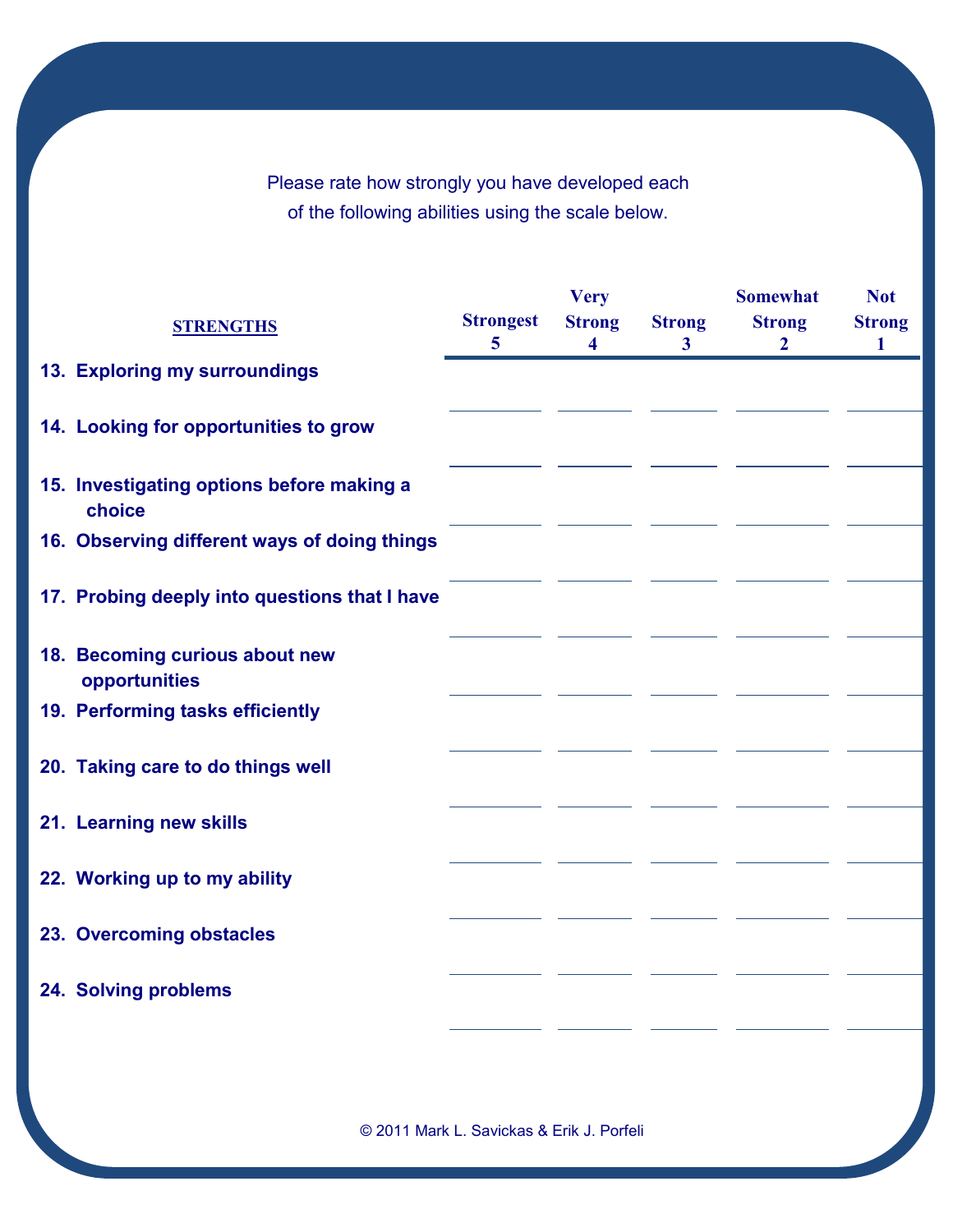Please rate how strongly you have developed each of the following abilities using the scale below.

| STRENGTHS | Strongest 5 | Very Strong 4 | Strong 3 | Somewhat Strong 2 | Not Strong 1 |
|---|---|---|---|---|---|
| 13. Exploring my surroundings | | | | | |
| 14. Looking for opportunities to grow | | | | | |
| 15. Investigating options before making a choice | | | | | |
| 16. Observing different ways of doing things | | | | | |
| 17. Probing deeply into questions that I have | | | | | |
| 18. Becoming curious about new opportunities | | | | | |
| 19. Performing tasks efficiently | | | | | |
| 20. Taking care to do things well | | | | | |
| 21. Learning new skills | | | | | |
| 22. Working up to my ability | | | | | |
| 23. Overcoming obstacles | | | | | |
| 24. Solving problems | | | | | |

© 2011 Mark L. Savickas & Erik J. Porfeli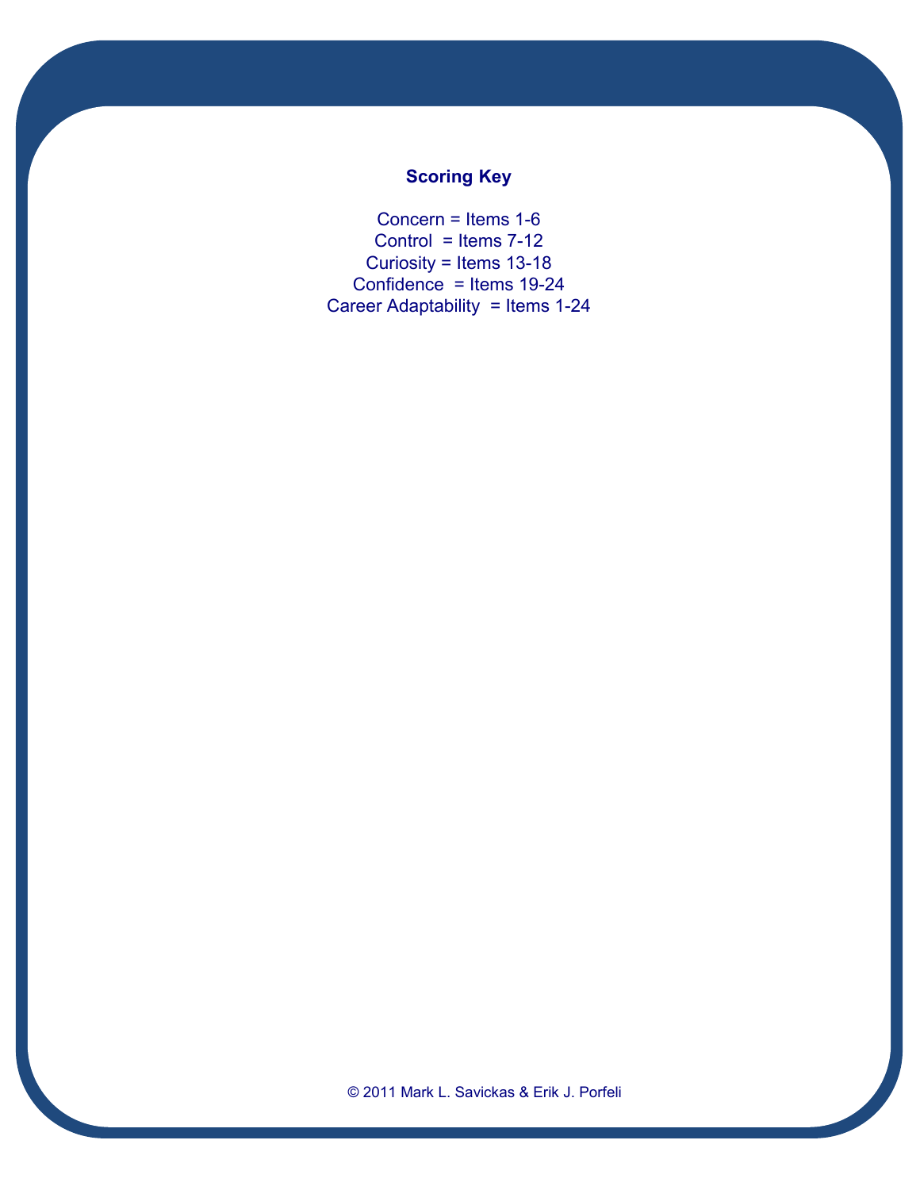**Scoring Key**

Concern = Items 1-6
Control = Items 7-12
Curiosity = Items 13-18
Confidence = Items 19-24
Career Adaptability = Items 1-24

© 2011 Mark L. Savickas & Erik J. Porfeli